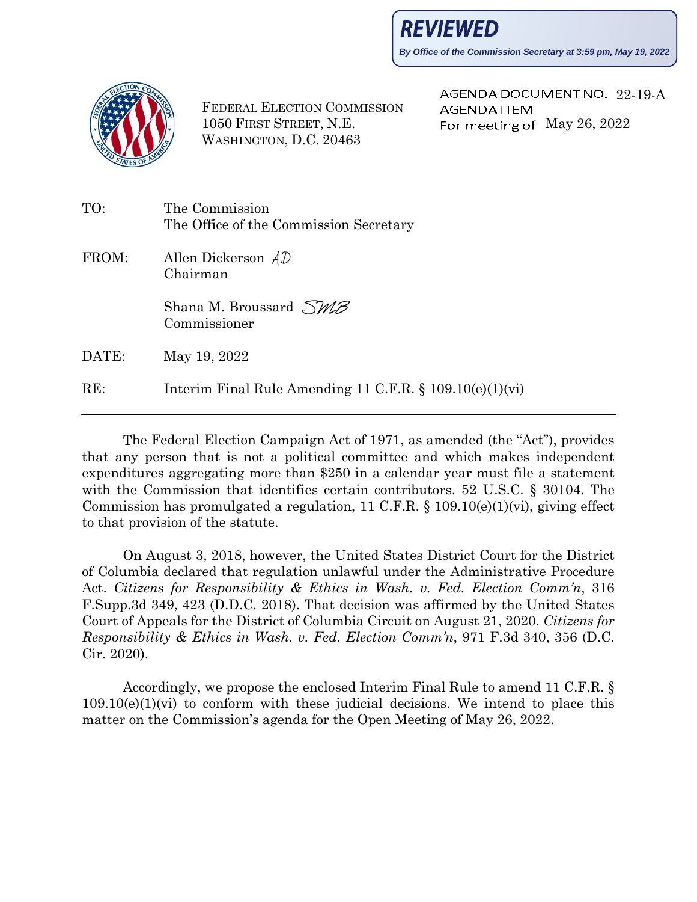**REVIEWED**

*By Office of the Commission Secretary at 3:59 pm, May 19, 2022*

FEDERAL ELECTION COMMISSION
1050 FIRST STREET, N.E.
WASHINGTON, D.C. 20463

AGENDA DOCUMENT NO. 22-19-A
AGENDA ITEM
For meeting of May 26, 2022

TO: The Commission
The Office of the Commission Secretary

FROM: Allen Dickerson *AD*
Chairman

Shana M. Broussard *SMB*
Commissioner

DATE: May 19, 2022

RE: Interim Final Rule Amending 11 C.F.R. § 109.10(e)(1)(vi)

---

The Federal Election Campaign Act of 1971, as amended (the "Act"), provides that any person that is not a political committee and which makes independent expenditures aggregating more than $250 in a calendar year must file a statement with the Commission that identifies certain contributors. 52 U.S.C. § 30104. The Commission has promulgated a regulation, 11 C.F.R. § 109.10(e)(1)(vi), giving effect to that provision of the statute.

On August 3, 2018, however, the United States District Court for the District of Columbia declared that regulation unlawful under the Administrative Procedure Act. *Citizens for Responsibility & Ethics in Wash. v. Fed. Election Comm'n*, 316 F.Supp.3d 349, 423 (D.D.C. 2018). That decision was affirmed by the United States Court of Appeals for the District of Columbia Circuit on August 21, 2020. *Citizens for Responsibility & Ethics in Wash. v. Fed. Election Comm'n*, 971 F.3d 340, 356 (D.C. Cir. 2020).

Accordingly, we propose the enclosed Interim Final Rule to amend 11 C.F.R. § 109.10(e)(1)(vi) to conform with these judicial decisions. We intend to place this matter on the Commission's agenda for the Open Meeting of May 26, 2022.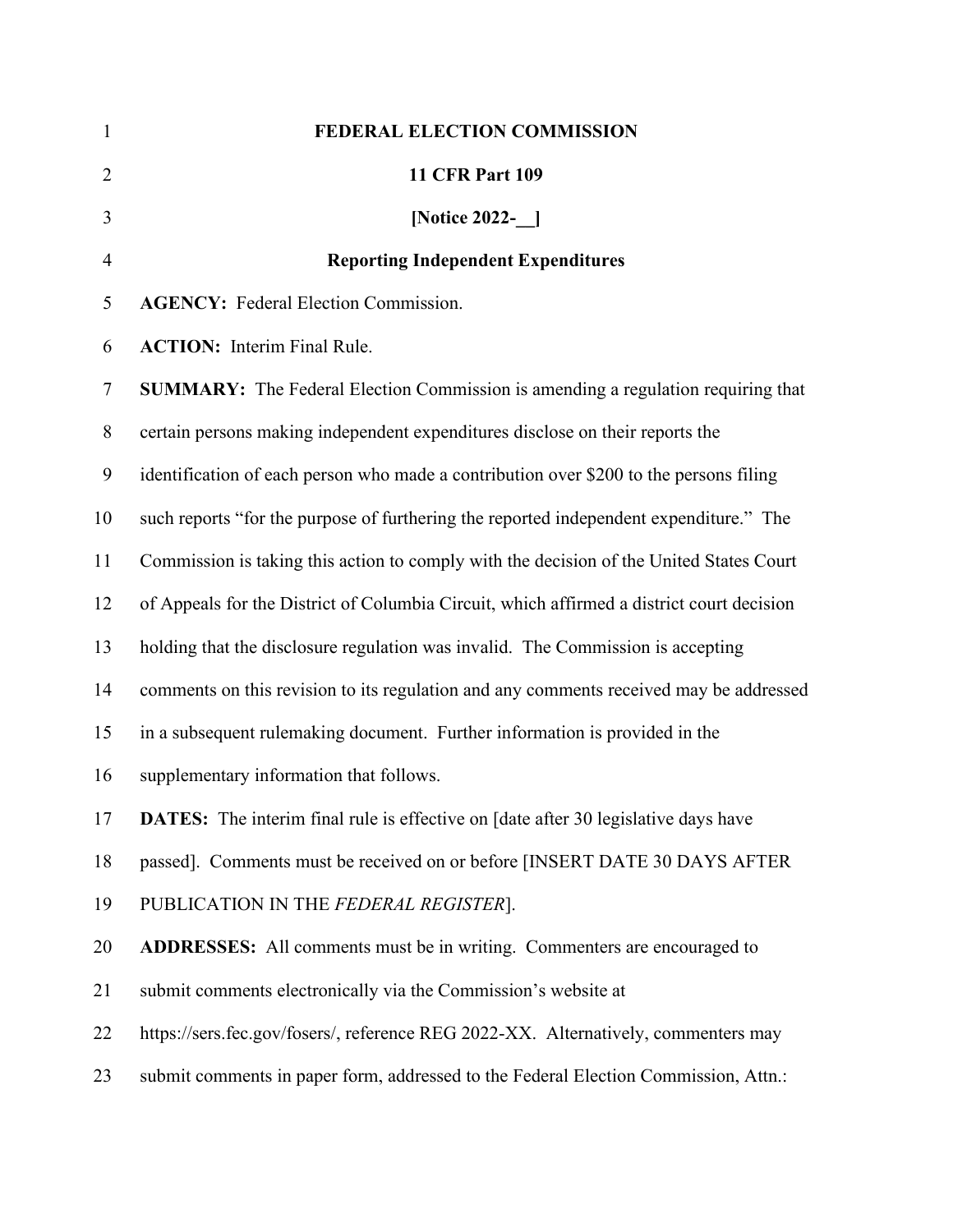**FEDERAL ELECTION COMMISSION**

**11 CFR Part 109**

**[Notice 2022-__]**

**Reporting Independent Expenditures**

**AGENCY:** Federal Election Commission.

**ACTION:** Interim Final Rule.

**SUMMARY:** The Federal Election Commission is amending a regulation requiring that certain persons making independent expenditures disclose on their reports the identification of each person who made a contribution over $200 to the persons filing such reports "for the purpose of furthering the reported independent expenditure." The Commission is taking this action to comply with the decision of the United States Court of Appeals for the District of Columbia Circuit, which affirmed a district court decision holding that the disclosure regulation was invalid. The Commission is accepting comments on this revision to its regulation and any comments received may be addressed in a subsequent rulemaking document. Further information is provided in the supplementary information that follows.

**DATES:** The interim final rule is effective on [date after 30 legislative days have passed]. Comments must be received on or before [INSERT DATE 30 DAYS AFTER PUBLICATION IN THE *FEDERAL REGISTER*].

**ADDRESSES:** All comments must be in writing. Commenters are encouraged to submit comments electronically via the Commission's website at https://sers.fec.gov/fosers/, reference REG 2022-XX. Alternatively, commenters may submit comments in paper form, addressed to the Federal Election Commission, Attn.: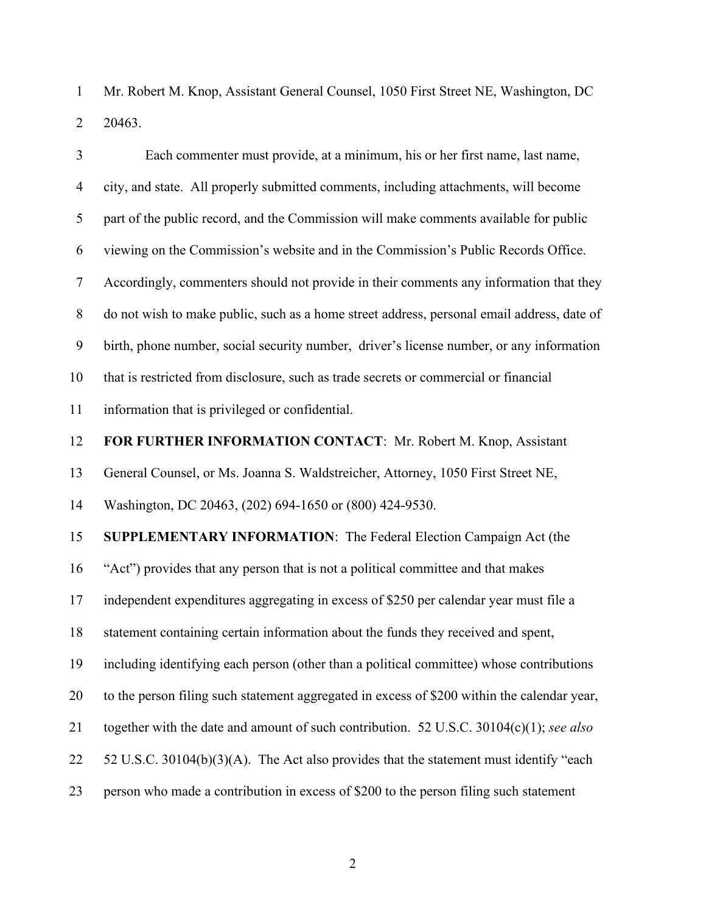Mr. Robert M. Knop, Assistant General Counsel, 1050 First Street NE, Washington, DC 20463.

Each commenter must provide, at a minimum, his or her first name, last name, city, and state. All properly submitted comments, including attachments, will become part of the public record, and the Commission will make comments available for public viewing on the Commission's website and in the Commission's Public Records Office. Accordingly, commenters should not provide in their comments any information that they do not wish to make public, such as a home street address, personal email address, date of birth, phone number, social security number, driver's license number, or any information that is restricted from disclosure, such as trade secrets or commercial or financial information that is privileged or confidential.

**FOR FURTHER INFORMATION CONTACT**: Mr. Robert M. Knop, Assistant General Counsel, or Ms. Joanna S. Waldstreicher, Attorney, 1050 First Street NE, Washington, DC 20463, (202) 694-1650 or (800) 424-9530.

**SUPPLEMENTARY INFORMATION**: The Federal Election Campaign Act (the "Act") provides that any person that is not a political committee and that makes independent expenditures aggregating in excess of $250 per calendar year must file a statement containing certain information about the funds they received and spent, including identifying each person (other than a political committee) whose contributions to the person filing such statement aggregated in excess of $200 within the calendar year, together with the date and amount of such contribution. 52 U.S.C. 30104(c)(1); *see also* 52 U.S.C. 30104(b)(3)(A). The Act also provides that the statement must identify "each person who made a contribution in excess of $200 to the person filing such statement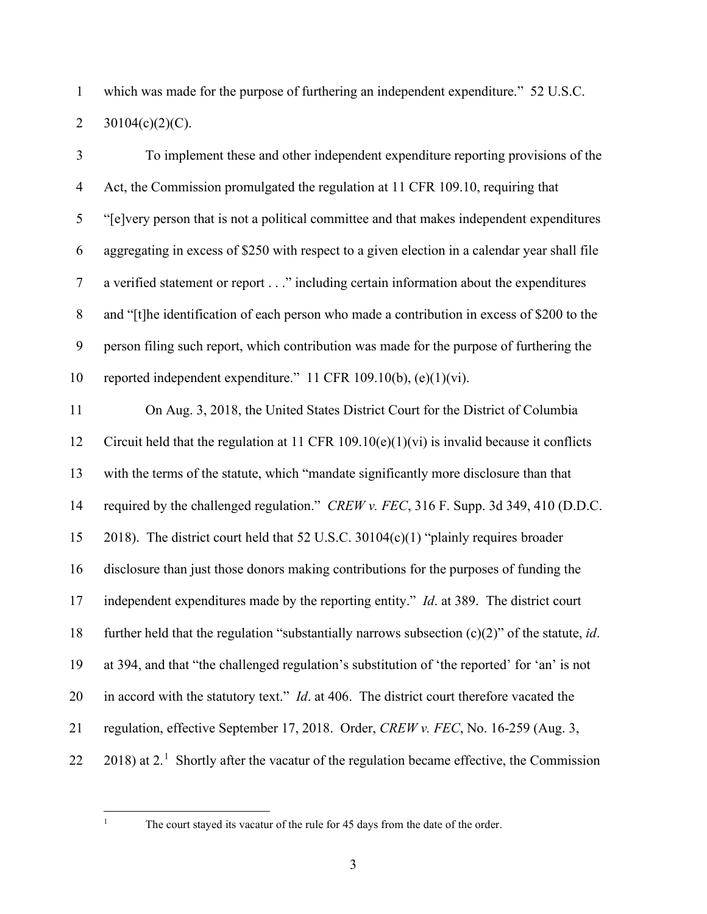which was made for the purpose of furthering an independent expenditure." 52 U.S.C. 30104(c)(2)(C).

To implement these and other independent expenditure reporting provisions of the Act, the Commission promulgated the regulation at 11 CFR 109.10, requiring that "[e]very person that is not a political committee and that makes independent expenditures aggregating in excess of $250 with respect to a given election in a calendar year shall file a verified statement or report . . ." including certain information about the expenditures and "[t]he identification of each person who made a contribution in excess of $200 to the person filing such report, which contribution was made for the purpose of furthering the reported independent expenditure." 11 CFR 109.10(b), (e)(1)(vi).

On Aug. 3, 2018, the United States District Court for the District of Columbia Circuit held that the regulation at 11 CFR 109.10(e)(1)(vi) is invalid because it conflicts with the terms of the statute, which "mandate significantly more disclosure than that required by the challenged regulation." *CREW v. FEC*, 316 F. Supp. 3d 349, 410 (D.D.C. 2018). The district court held that 52 U.S.C. 30104(c)(1) "plainly requires broader disclosure than just those donors making contributions for the purposes of funding the independent expenditures made by the reporting entity." *Id*. at 389. The district court further held that the regulation "substantially narrows subsection (c)(2)" of the statute, *id*. at 394, and that "the challenged regulation's substitution of 'the reported' for 'an' is not in accord with the statutory text." *Id*. at 406. The district court therefore vacated the regulation, effective September 17, 2018. Order, *CREW v. FEC*, No. 16-259 (Aug. 3, 2018) at 2.[1] Shortly after the vacatur of the regulation became effective, the Commission

[1] The court stayed its vacatur of the rule for 45 days from the date of the order.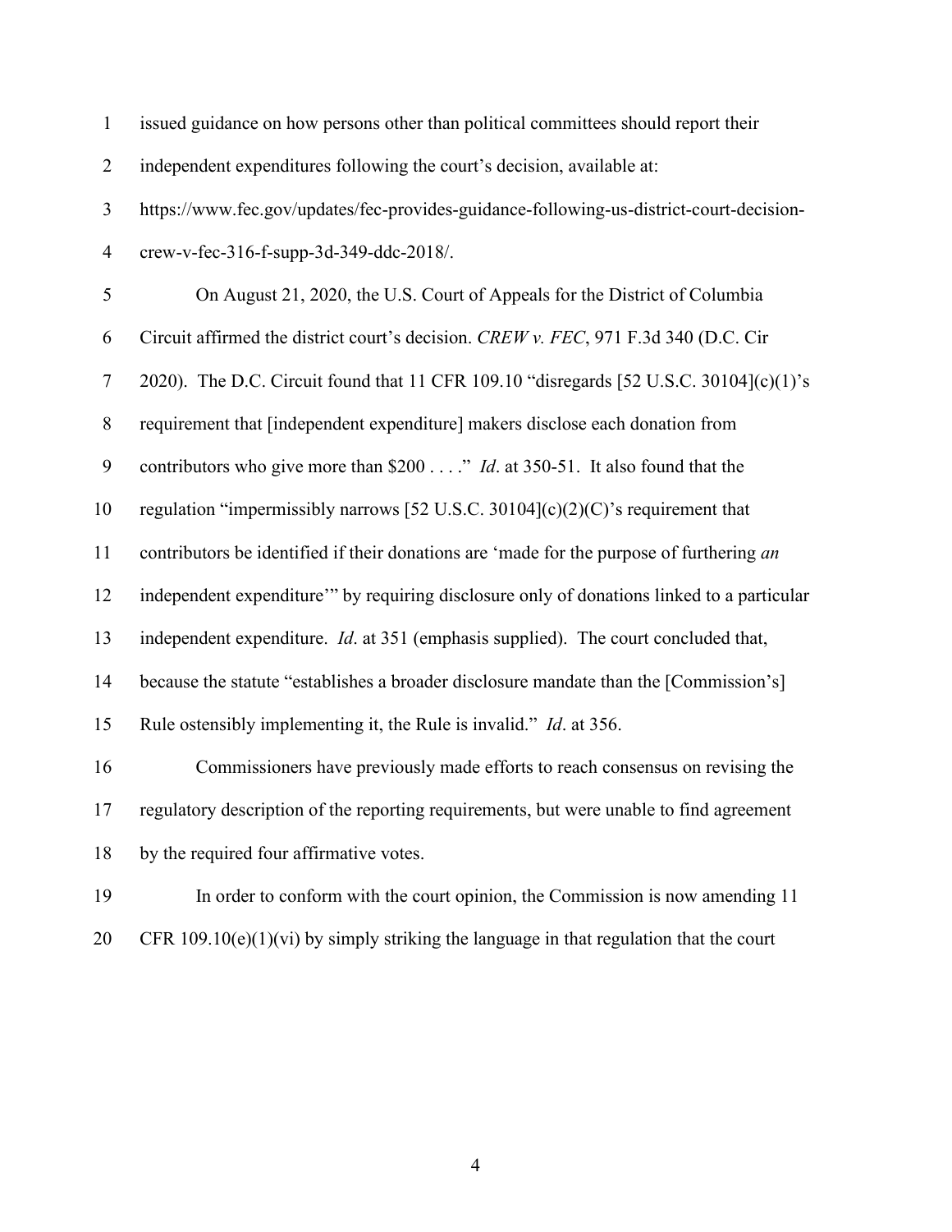issued guidance on how persons other than political committees should report their independent expenditures following the court's decision, available at: https://www.fec.gov/updates/fec-provides-guidance-following-us-district-court-decision-crew-v-fec-316-f-supp-3d-349-ddc-2018/.

On August 21, 2020, the U.S. Court of Appeals for the District of Columbia Circuit affirmed the district court's decision. *CREW v. FEC*, 971 F.3d 340 (D.C. Cir 2020). The D.C. Circuit found that 11 CFR 109.10 "disregards [52 U.S.C. 30104](c)(1)'s requirement that [independent expenditure] makers disclose each donation from contributors who give more than $200 . . . ." *Id*. at 350-51. It also found that the regulation "impermissibly narrows [52 U.S.C. 30104](c)(2)(C)'s requirement that contributors be identified if their donations are 'made for the purpose of furthering *an* independent expenditure'" by requiring disclosure only of donations linked to a particular independent expenditure. *Id*. at 351 (emphasis supplied). The court concluded that, because the statute "establishes a broader disclosure mandate than the [Commission's] Rule ostensibly implementing it, the Rule is invalid." *Id*. at 356.

Commissioners have previously made efforts to reach consensus on revising the regulatory description of the reporting requirements, but were unable to find agreement by the required four affirmative votes.

In order to conform with the court opinion, the Commission is now amending 11 CFR 109.10(e)(1)(vi) by simply striking the language in that regulation that the court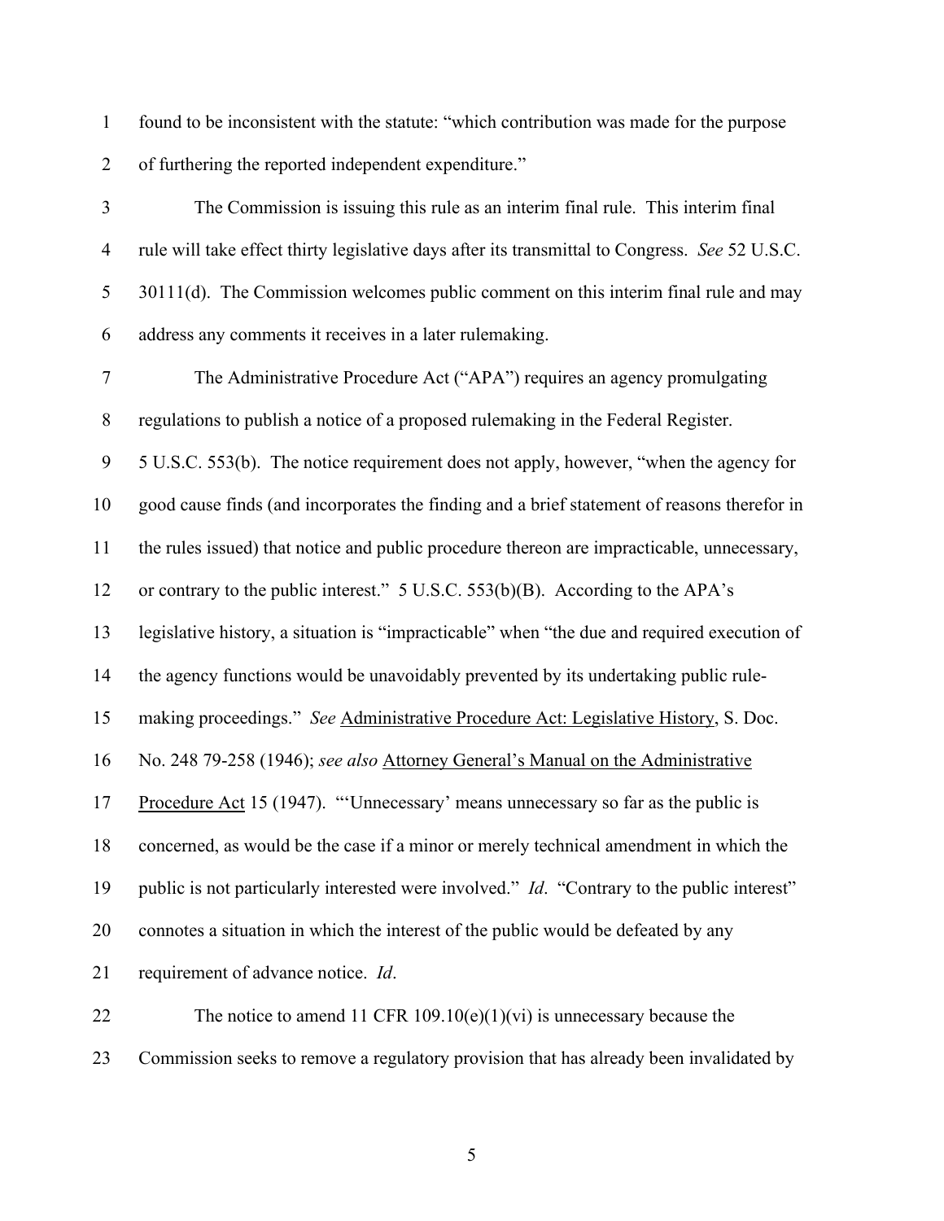found to be inconsistent with the statute: "which contribution was made for the purpose of furthering the reported independent expenditure."

The Commission is issuing this rule as an interim final rule. This interim final rule will take effect thirty legislative days after its transmittal to Congress. *See* 52 U.S.C. 30111(d). The Commission welcomes public comment on this interim final rule and may address any comments it receives in a later rulemaking.

The Administrative Procedure Act ("APA") requires an agency promulgating regulations to publish a notice of a proposed rulemaking in the Federal Register. 5 U.S.C. 553(b). The notice requirement does not apply, however, "when the agency for good cause finds (and incorporates the finding and a brief statement of reasons therefor in the rules issued) that notice and public procedure thereon are impracticable, unnecessary, or contrary to the public interest." 5 U.S.C. 553(b)(B). According to the APA's legislative history, a situation is "impracticable" when "the due and required execution of the agency functions would be unavoidably prevented by its undertaking public rule-making proceedings." *See* Administrative Procedure Act: Legislative History, S. Doc. No. 248 79-258 (1946); *see also* Attorney General's Manual on the Administrative Procedure Act 15 (1947). "'Unnecessary' means unnecessary so far as the public is concerned, as would be the case if a minor or merely technical amendment in which the public is not particularly interested were involved." *Id*. "Contrary to the public interest" connotes a situation in which the interest of the public would be defeated by any requirement of advance notice. *Id*.

The notice to amend 11 CFR 109.10(e)(1)(vi) is unnecessary because the Commission seeks to remove a regulatory provision that has already been invalidated by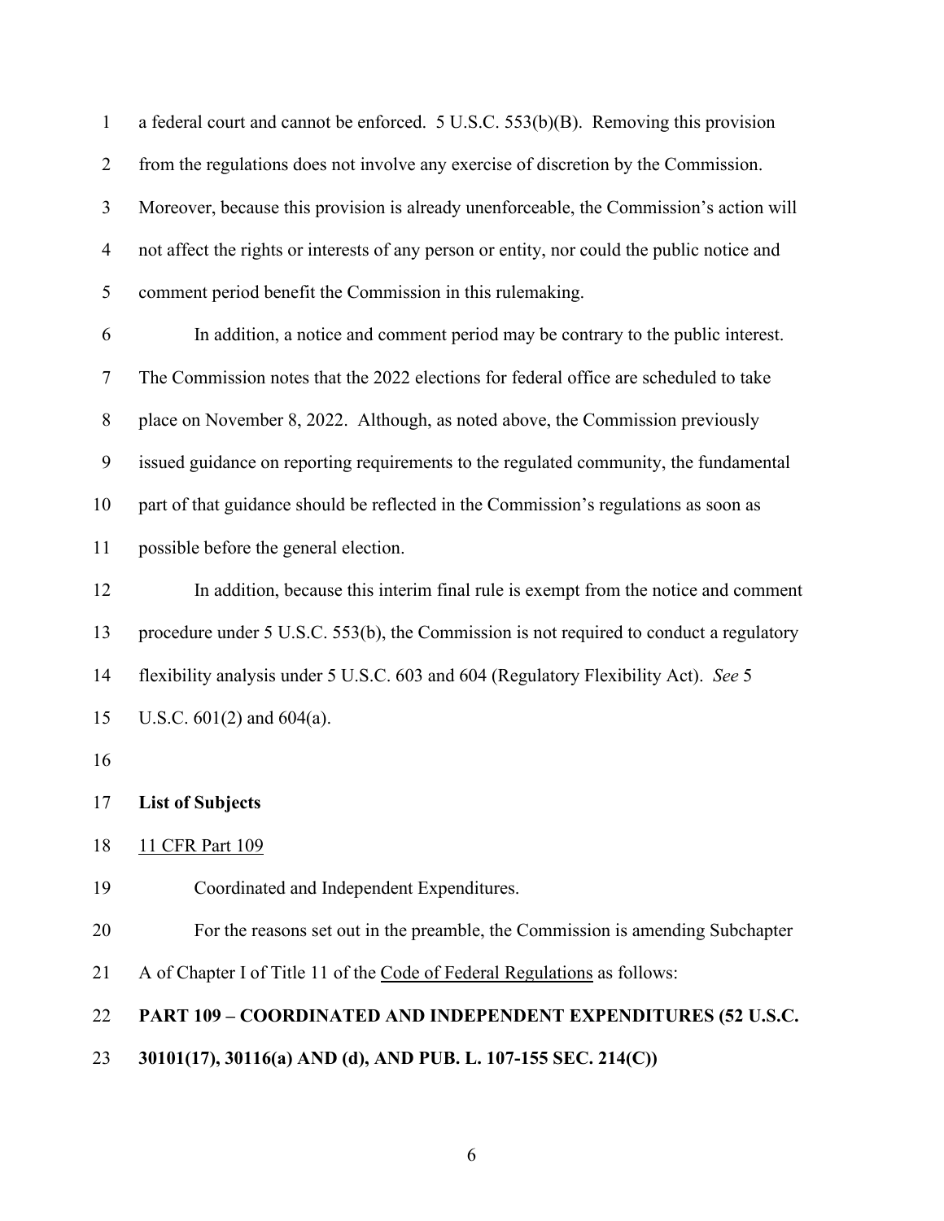a federal court and cannot be enforced. 5 U.S.C. 553(b)(B). Removing this provision from the regulations does not involve any exercise of discretion by the Commission. Moreover, because this provision is already unenforceable, the Commission's action will not affect the rights or interests of any person or entity, nor could the public notice and comment period benefit the Commission in this rulemaking.

In addition, a notice and comment period may be contrary to the public interest. The Commission notes that the 2022 elections for federal office are scheduled to take place on November 8, 2022. Although, as noted above, the Commission previously issued guidance on reporting requirements to the regulated community, the fundamental part of that guidance should be reflected in the Commission's regulations as soon as possible before the general election.

In addition, because this interim final rule is exempt from the notice and comment procedure under 5 U.S.C. 553(b), the Commission is not required to conduct a regulatory flexibility analysis under 5 U.S.C. 603 and 604 (Regulatory Flexibility Act). *See* 5 U.S.C. 601(2) and 604(a).

**List of Subjects**

11 CFR Part 109

Coordinated and Independent Expenditures.

For the reasons set out in the preamble, the Commission is amending Subchapter A of Chapter I of Title 11 of the Code of Federal Regulations as follows:

**PART 109 – COORDINATED AND INDEPENDENT EXPENDITURES (52 U.S.C. 30101(17), 30116(a) AND (d), AND PUB. L. 107-155 SEC. 214(C))**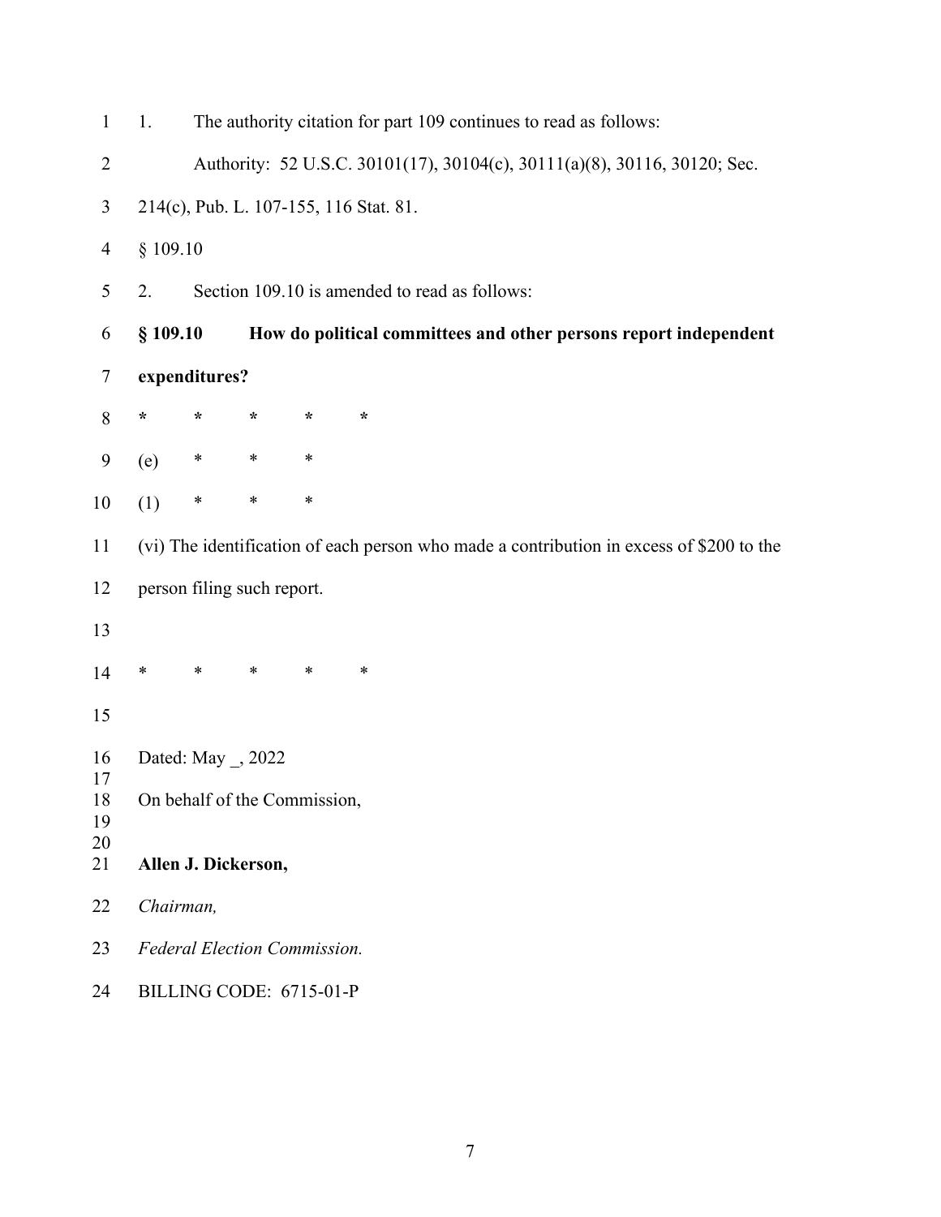1. The authority citation for part 109 continues to read as follows:

Authority: 52 U.S.C. 30101(17), 30104(c), 30111(a)(8), 30116, 30120; Sec. 214(c), Pub. L. 107-155, 116 Stat. 81.

§ 109.10

2. Section 109.10 is amended to read as follows:

**§ 109.10 How do political committees and other persons report independent expenditures?**

\* \* \* \* \*

(e) \* \* \*

(1) \* \* \*

(vi) The identification of each person who made a contribution in excess of $200 to the person filing such report.

\* \* \* \* \*

Dated: May _, 2022

On behalf of the Commission,

**Allen J. Dickerson,**

*Chairman,*

*Federal Election Commission.*

BILLING CODE: 6715-01-P